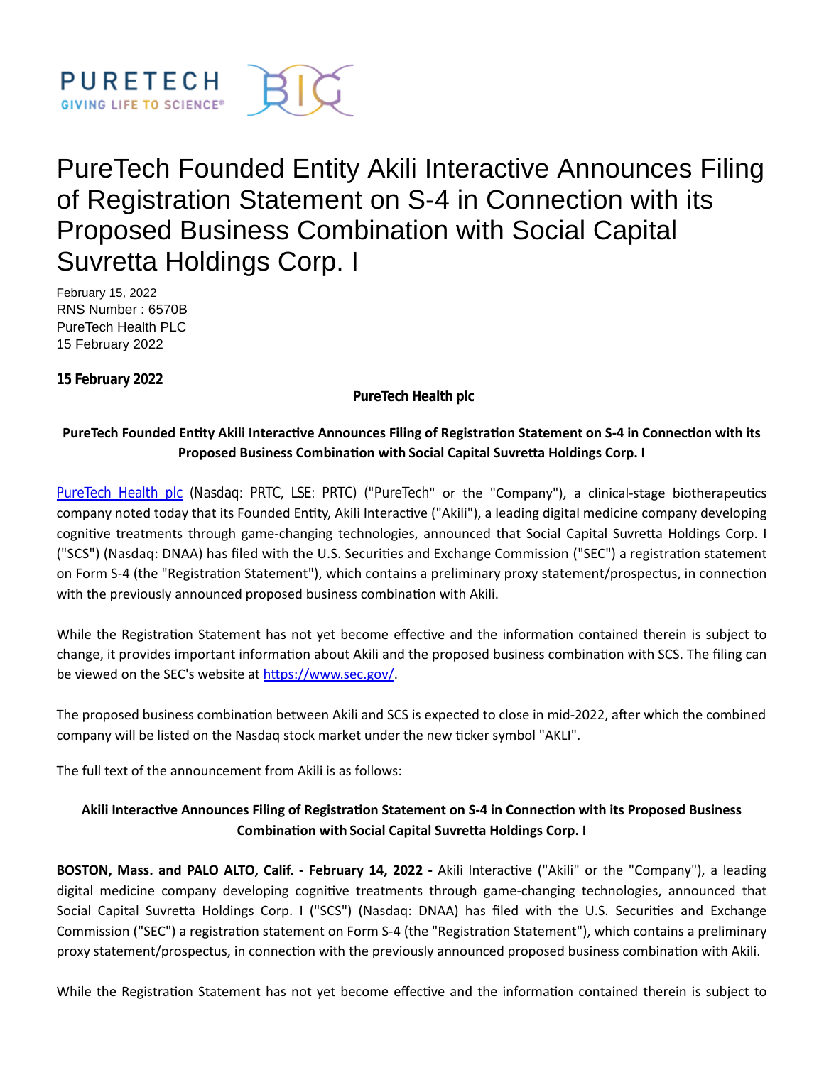# PureTech Founded Entity Akili Interactive Announces Filing of Registration Statement on S-4 in Connection with its Proposed Business Combination with Social Capital Suvretta Holdings Corp. I

February 15, 2022
RNS Number : 6570B
PureTech Health PLC
15 February 2022

**15 February 2022**

**PureTech Health plc**

**PureTech Founded Entity Akili Interactive Announces Filing of Registration Statement on S-4 in Connection with its Proposed Business Combination with Social Capital Suvretta Holdings Corp. I**

PureTech Health plc (Nasdaq: PRTC, LSE: PRTC) ("PureTech" or the "Company"), a clinical-stage biotherapeutics company noted today that its Founded Entity, Akili Interactive ("Akili"), a leading digital medicine company developing cognitive treatments through game-changing technologies, announced that Social Capital Suvretta Holdings Corp. I ("SCS") (Nasdaq: DNAA) has filed with the U.S. Securities and Exchange Commission ("SEC") a registration statement on Form S-4 (the "Registration Statement"), which contains a preliminary proxy statement/prospectus, in connection with the previously announced proposed business combination with Akili.

While the Registration Statement has not yet become effective and the information contained therein is subject to change, it provides important information about Akili and the proposed business combination with SCS. The filing can be viewed on the SEC's website at https://www.sec.gov/.

The proposed business combination between Akili and SCS is expected to close in mid-2022, after which the combined company will be listed on the Nasdaq stock market under the new ticker symbol "AKLI".

The full text of the announcement from Akili is as follows:

**Akili Interactive Announces Filing of Registration Statement on S-4 in Connection with its Proposed Business Combination with Social Capital Suvretta Holdings Corp. I**

**BOSTON, Mass. and PALO ALTO, Calif. - February 14, 2022 -** Akili Interactive ("Akili" or the "Company"), a leading digital medicine company developing cognitive treatments through game-changing technologies, announced that Social Capital Suvretta Holdings Corp. I ("SCS") (Nasdaq: DNAA) has filed with the U.S. Securities and Exchange Commission ("SEC") a registration statement on Form S-4 (the "Registration Statement"), which contains a preliminary proxy statement/prospectus, in connection with the previously announced proposed business combination with Akili.

While the Registration Statement has not yet become effective and the information contained therein is subject to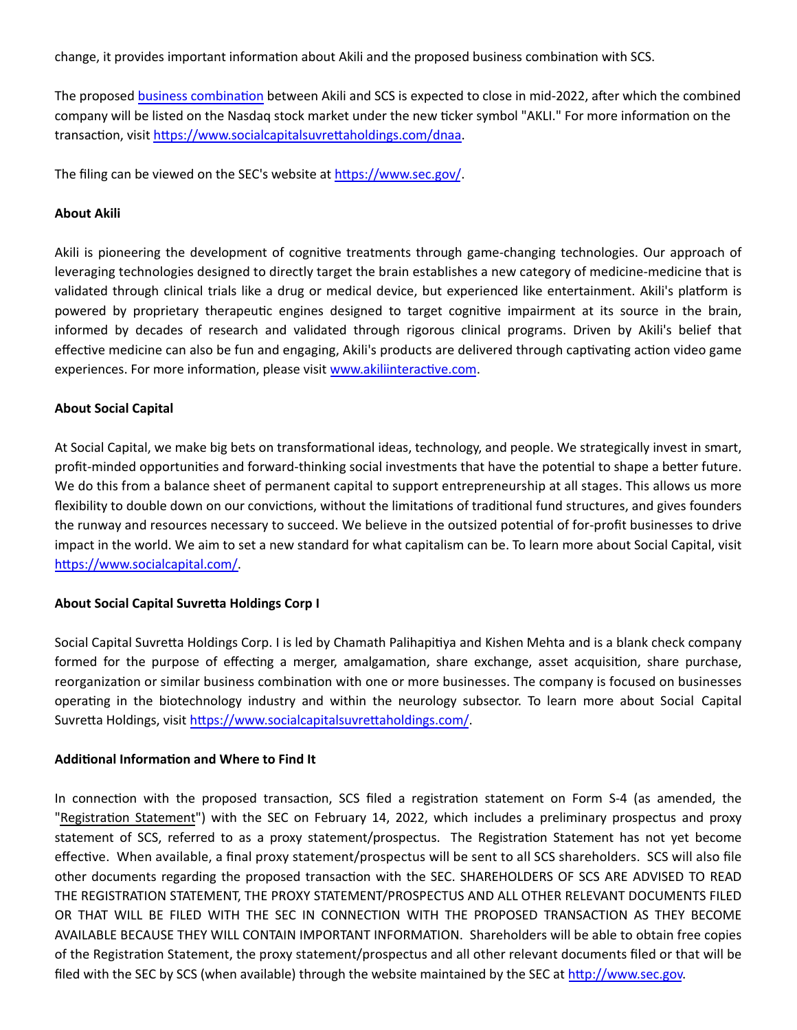change, it provides important information about Akili and the proposed business combination with SCS.

The proposed [business combination](business combination) between Akili and SCS is expected to close in mid-2022, after which the combined company will be listed on the Nasdaq stock market under the new ticker symbol "AKLI." For more information on the transaction, visit [https://www.socialcapitalsuvrettaholdings.com/dnaa](https://www.socialcapitalsuvrettaholdings.com/dnaa).

The filing can be viewed on the SEC's website at [https://www.sec.gov/](https://www.sec.gov/).

**About Akili**

Akili is pioneering the development of cognitive treatments through game-changing technologies. Our approach of leveraging technologies designed to directly target the brain establishes a new category of medicine-medicine that is validated through clinical trials like a drug or medical device, but experienced like entertainment. Akili's platform is powered by proprietary therapeutic engines designed to target cognitive impairment at its source in the brain, informed by decades of research and validated through rigorous clinical programs. Driven by Akili's belief that effective medicine can also be fun and engaging, Akili's products are delivered through captivating action video game experiences. For more information, please visit [www.akiliinteractive.com](www.akiliinteractive.com).

**About Social Capital**

At Social Capital, we make big bets on transformational ideas, technology, and people. We strategically invest in smart, profit-minded opportunities and forward-thinking social investments that have the potential to shape a better future. We do this from a balance sheet of permanent capital to support entrepreneurship at all stages. This allows us more flexibility to double down on our convictions, without the limitations of traditional fund structures, and gives founders the runway and resources necessary to succeed. We believe in the outsized potential of for-profit businesses to drive impact in the world. We aim to set a new standard for what capitalism can be. To learn more about Social Capital, visit [https://www.socialcapital.com/](https://www.socialcapital.com/).

**About Social Capital Suvretta Holdings Corp I**

Social Capital Suvretta Holdings Corp. I is led by Chamath Palihapitiya and Kishen Mehta and is a blank check company formed for the purpose of effecting a merger, amalgamation, share exchange, asset acquisition, share purchase, reorganization or similar business combination with one or more businesses. The company is focused on businesses operating in the biotechnology industry and within the neurology subsector. To learn more about Social Capital Suvretta Holdings, visit [https://www.socialcapitalsuvrettaholdings.com/](https://www.socialcapitalsuvrettaholdings.com/).

**Additional Information and Where to Find It**

In connection with the proposed transaction, SCS filed a registration statement on Form S-4 (as amended, the "Registration Statement") with the SEC on February 14, 2022, which includes a preliminary prospectus and proxy statement of SCS, referred to as a proxy statement/prospectus. The Registration Statement has not yet become effective. When available, a final proxy statement/prospectus will be sent to all SCS shareholders. SCS will also file other documents regarding the proposed transaction with the SEC. SHAREHOLDERS OF SCS ARE ADVISED TO READ THE REGISTRATION STATEMENT, THE PROXY STATEMENT/PROSPECTUS AND ALL OTHER RELEVANT DOCUMENTS FILED OR THAT WILL BE FILED WITH THE SEC IN CONNECTION WITH THE PROPOSED TRANSACTION AS THEY BECOME AVAILABLE BECAUSE THEY WILL CONTAIN IMPORTANT INFORMATION. Shareholders will be able to obtain free copies of the Registration Statement, the proxy statement/prospectus and all other relevant documents filed or that will be filed with the SEC by SCS (when available) through the website maintained by the SEC at [http://www.sec.gov](http://www.sec.gov).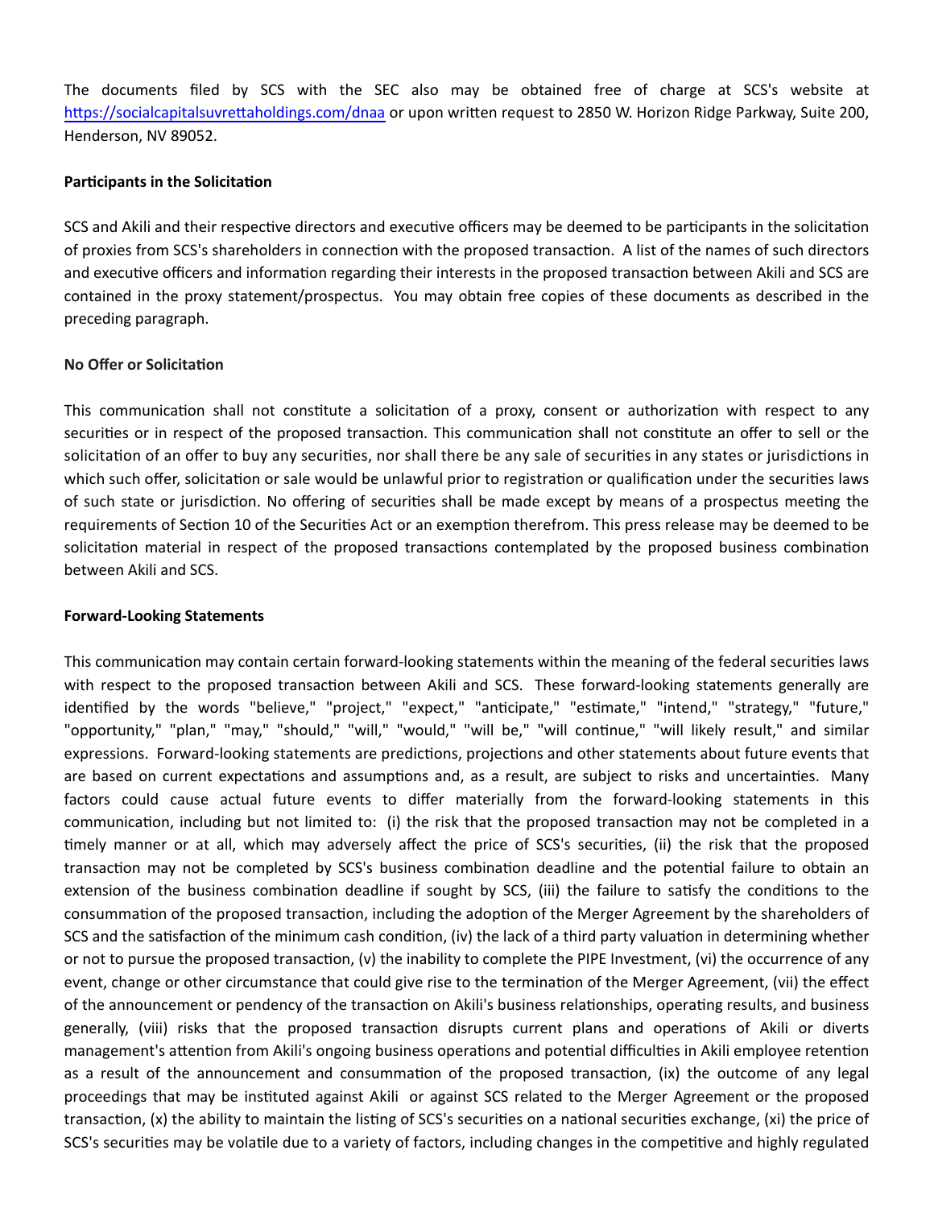The documents filed by SCS with the SEC also may be obtained free of charge at SCS's website at https://socialcapitalsuvrettaholdings.com/dnaa or upon written request to 2850 W. Horizon Ridge Parkway, Suite 200, Henderson, NV 89052.

**Participants in the Solicitation**

SCS and Akili and their respective directors and executive officers may be deemed to be participants in the solicitation of proxies from SCS's shareholders in connection with the proposed transaction. A list of the names of such directors and executive officers and information regarding their interests in the proposed transaction between Akili and SCS are contained in the proxy statement/prospectus. You may obtain free copies of these documents as described in the preceding paragraph.

**No Offer or Solicitation**

This communication shall not constitute a solicitation of a proxy, consent or authorization with respect to any securities or in respect of the proposed transaction. This communication shall not constitute an offer to sell or the solicitation of an offer to buy any securities, nor shall there be any sale of securities in any states or jurisdictions in which such offer, solicitation or sale would be unlawful prior to registration or qualification under the securities laws of such state or jurisdiction. No offering of securities shall be made except by means of a prospectus meeting the requirements of Section 10 of the Securities Act or an exemption therefrom. This press release may be deemed to be solicitation material in respect of the proposed transactions contemplated by the proposed business combination between Akili and SCS.

**Forward-Looking Statements**

This communication may contain certain forward-looking statements within the meaning of the federal securities laws with respect to the proposed transaction between Akili and SCS. These forward-looking statements generally are identified by the words "believe," "project," "expect," "anticipate," "estimate," "intend," "strategy," "future," "opportunity," "plan," "may," "should," "will," "would," "will be," "will continue," "will likely result," and similar expressions. Forward-looking statements are predictions, projections and other statements about future events that are based on current expectations and assumptions and, as a result, are subject to risks and uncertainties. Many factors could cause actual future events to differ materially from the forward-looking statements in this communication, including but not limited to: (i) the risk that the proposed transaction may not be completed in a timely manner or at all, which may adversely affect the price of SCS's securities, (ii) the risk that the proposed transaction may not be completed by SCS's business combination deadline and the potential failure to obtain an extension of the business combination deadline if sought by SCS, (iii) the failure to satisfy the conditions to the consummation of the proposed transaction, including the adoption of the Merger Agreement by the shareholders of SCS and the satisfaction of the minimum cash condition, (iv) the lack of a third party valuation in determining whether or not to pursue the proposed transaction, (v) the inability to complete the PIPE Investment, (vi) the occurrence of any event, change or other circumstance that could give rise to the termination of the Merger Agreement, (vii) the effect of the announcement or pendency of the transaction on Akili's business relationships, operating results, and business generally, (viii) risks that the proposed transaction disrupts current plans and operations of Akili or diverts management's attention from Akili's ongoing business operations and potential difficulties in Akili employee retention as a result of the announcement and consummation of the proposed transaction, (ix) the outcome of any legal proceedings that may be instituted against Akili or against SCS related to the Merger Agreement or the proposed transaction, (x) the ability to maintain the listing of SCS's securities on a national securities exchange, (xi) the price of SCS's securities may be volatile due to a variety of factors, including changes in the competitive and highly regulated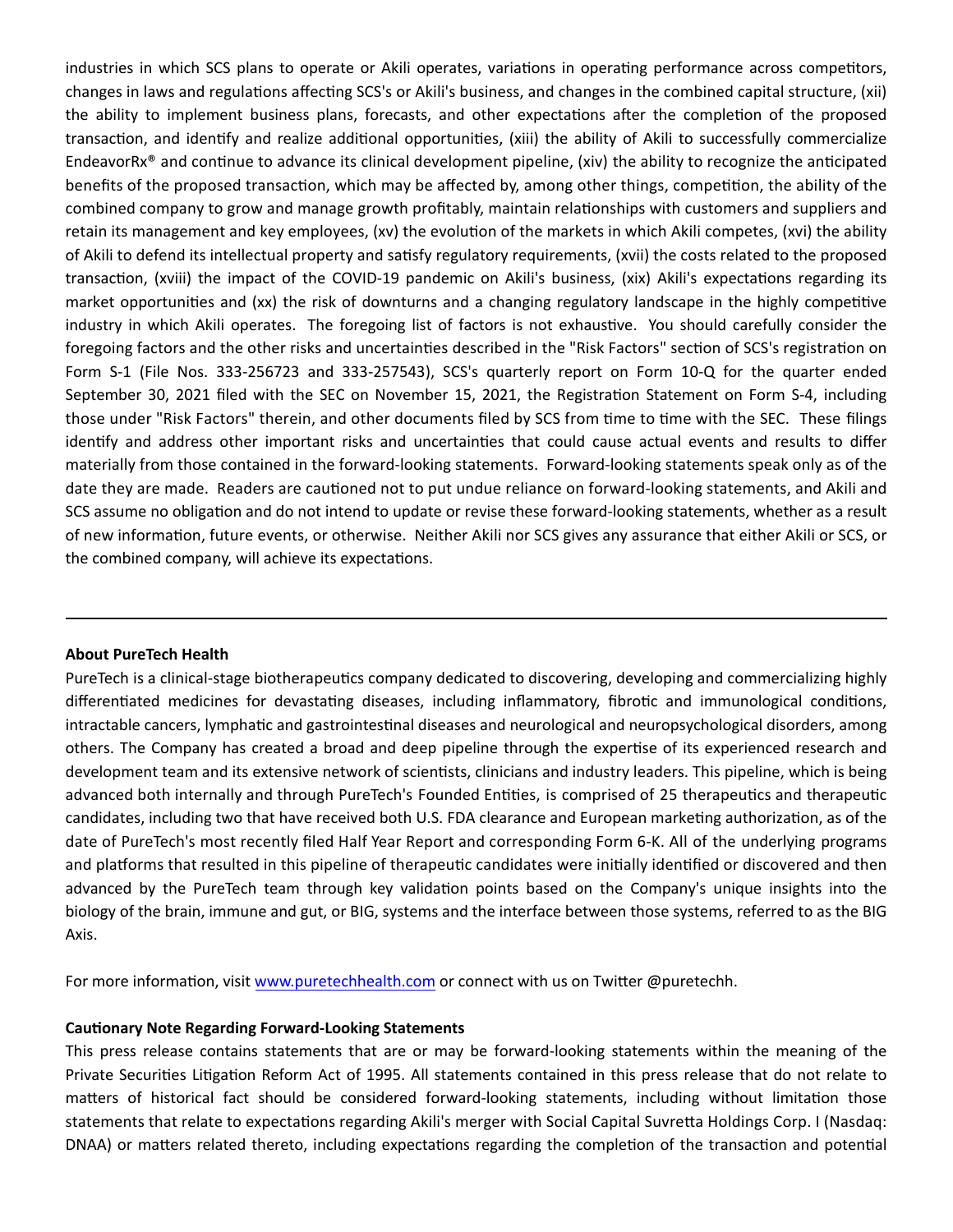industries in which SCS plans to operate or Akili operates, variations in operating performance across competitors, changes in laws and regulations affecting SCS's or Akili's business, and changes in the combined capital structure, (xii) the ability to implement business plans, forecasts, and other expectations after the completion of the proposed transaction, and identify and realize additional opportunities, (xiii) the ability of Akili to successfully commercialize EndeavorRx® and continue to advance its clinical development pipeline, (xiv) the ability to recognize the anticipated benefits of the proposed transaction, which may be affected by, among other things, competition, the ability of the combined company to grow and manage growth profitably, maintain relationships with customers and suppliers and retain its management and key employees, (xv) the evolution of the markets in which Akili competes, (xvi) the ability of Akili to defend its intellectual property and satisfy regulatory requirements, (xvii) the costs related to the proposed transaction, (xviii) the impact of the COVID-19 pandemic on Akili's business, (xix) Akili's expectations regarding its market opportunities and (xx) the risk of downturns and a changing regulatory landscape in the highly competitive industry in which Akili operates. The foregoing list of factors is not exhaustive. You should carefully consider the foregoing factors and the other risks and uncertainties described in the "Risk Factors" section of SCS's registration on Form S-1 (File Nos. 333-256723 and 333-257543), SCS's quarterly report on Form 10-Q for the quarter ended September 30, 2021 filed with the SEC on November 15, 2021, the Registration Statement on Form S-4, including those under "Risk Factors" therein, and other documents filed by SCS from time to time with the SEC. These filings identify and address other important risks and uncertainties that could cause actual events and results to differ materially from those contained in the forward-looking statements. Forward-looking statements speak only as of the date they are made. Readers are cautioned not to put undue reliance on forward-looking statements, and Akili and SCS assume no obligation and do not intend to update or revise these forward-looking statements, whether as a result of new information, future events, or otherwise. Neither Akili nor SCS gives any assurance that either Akili or SCS, or the combined company, will achieve its expectations.

---

**About PureTech Health**

PureTech is a clinical-stage biotherapeutics company dedicated to discovering, developing and commercializing highly differentiated medicines for devastating diseases, including inflammatory, fibrotic and immunological conditions, intractable cancers, lymphatic and gastrointestinal diseases and neurological and neuropsychological disorders, among others. The Company has created a broad and deep pipeline through the expertise of its experienced research and development team and its extensive network of scientists, clinicians and industry leaders. This pipeline, which is being advanced both internally and through PureTech's Founded Entities, is comprised of 25 therapeutics and therapeutic candidates, including two that have received both U.S. FDA clearance and European marketing authorization, as of the date of PureTech's most recently filed Half Year Report and corresponding Form 6-K. All of the underlying programs and platforms that resulted in this pipeline of therapeutic candidates were initially identified or discovered and then advanced by the PureTech team through key validation points based on the Company's unique insights into the biology of the brain, immune and gut, or BIG, systems and the interface between those systems, referred to as the BIG Axis.

For more information, visit [www.puretechhealth.com](www.puretechhealth.com) or connect with us on Twitter @puretechh.

**Cautionary Note Regarding Forward-Looking Statements**

This press release contains statements that are or may be forward-looking statements within the meaning of the Private Securities Litigation Reform Act of 1995. All statements contained in this press release that do not relate to matters of historical fact should be considered forward-looking statements, including without limitation those statements that relate to expectations regarding Akili's merger with Social Capital Suvretta Holdings Corp. I (Nasdaq: DNAA) or matters related thereto, including expectations regarding the completion of the transaction and potential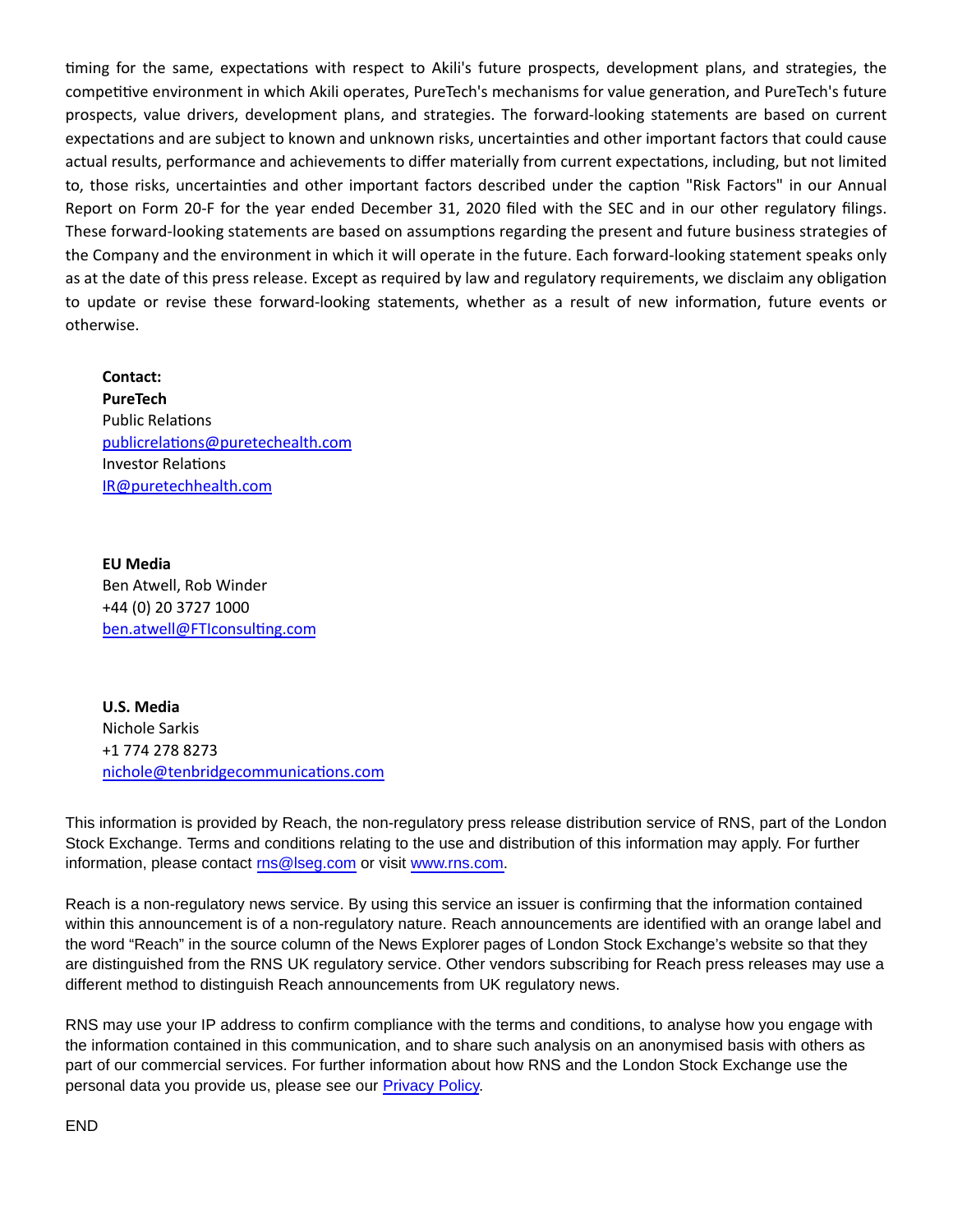timing for the same, expectations with respect to Akili's future prospects, development plans, and strategies, the competitive environment in which Akili operates, PureTech's mechanisms for value generation, and PureTech's future prospects, value drivers, development plans, and strategies. The forward-looking statements are based on current expectations and are subject to known and unknown risks, uncertainties and other important factors that could cause actual results, performance and achievements to differ materially from current expectations, including, but not limited to, those risks, uncertainties and other important factors described under the caption "Risk Factors" in our Annual Report on Form 20-F for the year ended December 31, 2020 filed with the SEC and in our other regulatory filings. These forward-looking statements are based on assumptions regarding the present and future business strategies of the Company and the environment in which it will operate in the future. Each forward-looking statement speaks only as at the date of this press release. Except as required by law and regulatory requirements, we disclaim any obligation to update or revise these forward-looking statements, whether as a result of new information, future events or otherwise.

**Contact:**
**PureTech**
Public Relations
publicrelations@puretechealth.com
Investor Relations
IR@puretechhealth.com

**EU Media**
Ben Atwell, Rob Winder
+44 (0) 20 3727 1000
ben.atwell@FTIconsulting.com

**U.S. Media**
Nichole Sarkis
+1 774 278 8273
nichole@tenbridgecommunications.com

This information is provided by Reach, the non-regulatory press release distribution service of RNS, part of the London Stock Exchange. Terms and conditions relating to the use and distribution of this information may apply. For further information, please contact rns@lseg.com or visit www.rns.com.

Reach is a non-regulatory news service. By using this service an issuer is confirming that the information contained within this announcement is of a non-regulatory nature. Reach announcements are identified with an orange label and the word "Reach" in the source column of the News Explorer pages of London Stock Exchange's website so that they are distinguished from the RNS UK regulatory service. Other vendors subscribing for Reach press releases may use a different method to distinguish Reach announcements from UK regulatory news.

RNS may use your IP address to confirm compliance with the terms and conditions, to analyse how you engage with the information contained in this communication, and to share such analysis on an anonymised basis with others as part of our commercial services. For further information about how RNS and the London Stock Exchange use the personal data you provide us, please see our Privacy Policy.

END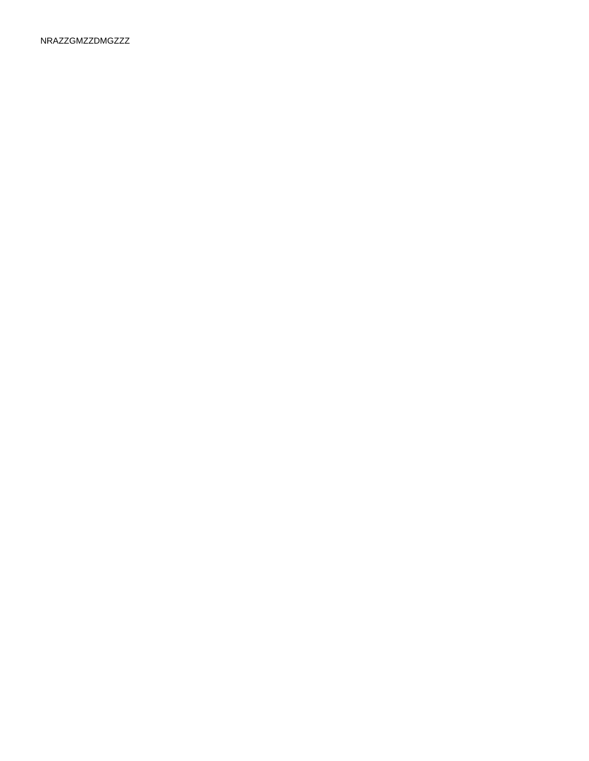NRAZZGMZZDMGZZZ